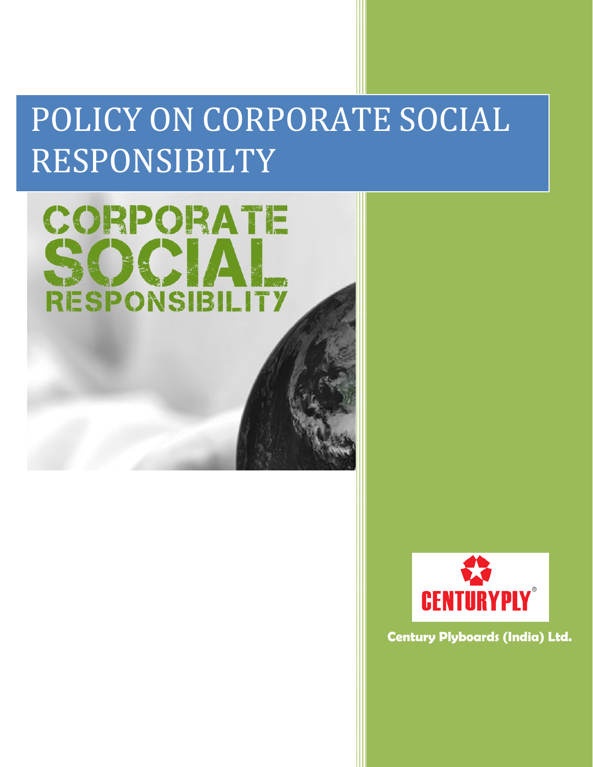# POLICY ON CORPORATE SOCIAL RESPONSIBILTY

CORPORATE SOCIAL RESPONSIBILITY

CENTURYPLY®

**Century Plyboards (India) Ltd.**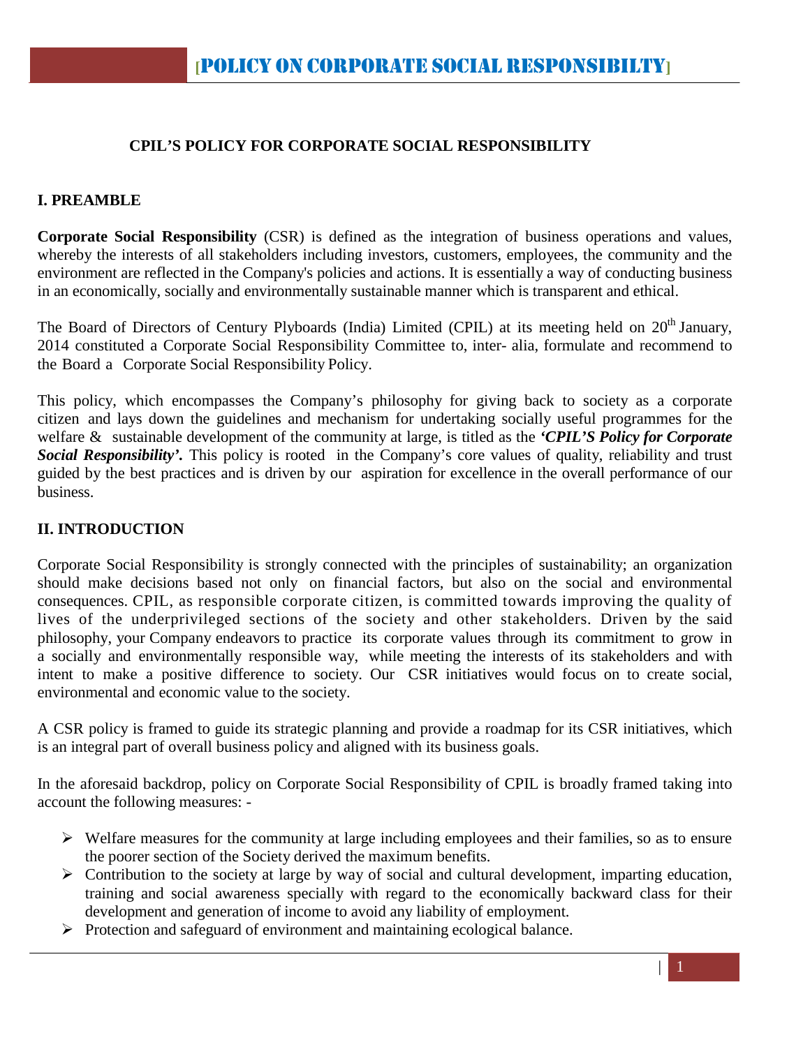# CPIL'S POLICY FOR CORPORATE SOCIAL RESPONSIBILITY

## I. PREAMBLE

**Corporate Social Responsibility** (CSR) is defined as the integration of business operations and values, whereby the interests of all stakeholders including investors, customers, employees, the community and the environment are reflected in the Company's policies and actions. It is essentially a way of conducting business in an economically, socially and environmentally sustainable manner which is transparent and ethical.

The Board of Directors of Century Plyboards (India) Limited (CPIL) at its meeting held on 20th January, 2014 constituted a Corporate Social Responsibility Committee to, inter- alia, formulate and recommend to the Board a Corporate Social Responsibility Policy.

This policy, which encompasses the Company's philosophy for giving back to society as a corporate citizen and lays down the guidelines and mechanism for undertaking socially useful programmes for the welfare & sustainable development of the community at large, is titled as the ***'CPIL'S Policy for Corporate Social Responsibility'.*** This policy is rooted in the Company's core values of quality, reliability and trust guided by the best practices and is driven by our aspiration for excellence in the overall performance of our business.

## II. INTRODUCTION

Corporate Social Responsibility is strongly connected with the principles of sustainability; an organization should make decisions based not only on financial factors, but also on the social and environmental consequences. CPIL, as responsible corporate citizen, is committed towards improving the quality of lives of the underprivileged sections of the society and other stakeholders. Driven by the said philosophy, your Company endeavors to practice its corporate values through its commitment to grow in a socially and environmentally responsible way, while meeting the interests of its stakeholders and with intent to make a positive difference to society. Our CSR initiatives would focus on to create social, environmental and economic value to the society.

A CSR policy is framed to guide its strategic planning and provide a roadmap for its CSR initiatives, which is an integral part of overall business policy and aligned with its business goals.

In the aforesaid backdrop, policy on Corporate Social Responsibility of CPIL is broadly framed taking into account the following measures: -

- Welfare measures for the community at large including employees and their families, so as to ensure the poorer section of the Society derived the maximum benefits.
- Contribution to the society at large by way of social and cultural development, imparting education, training and social awareness specially with regard to the economically backward class for their development and generation of income to avoid any liability of employment.
- Protection and safeguard of environment and maintaining ecological balance.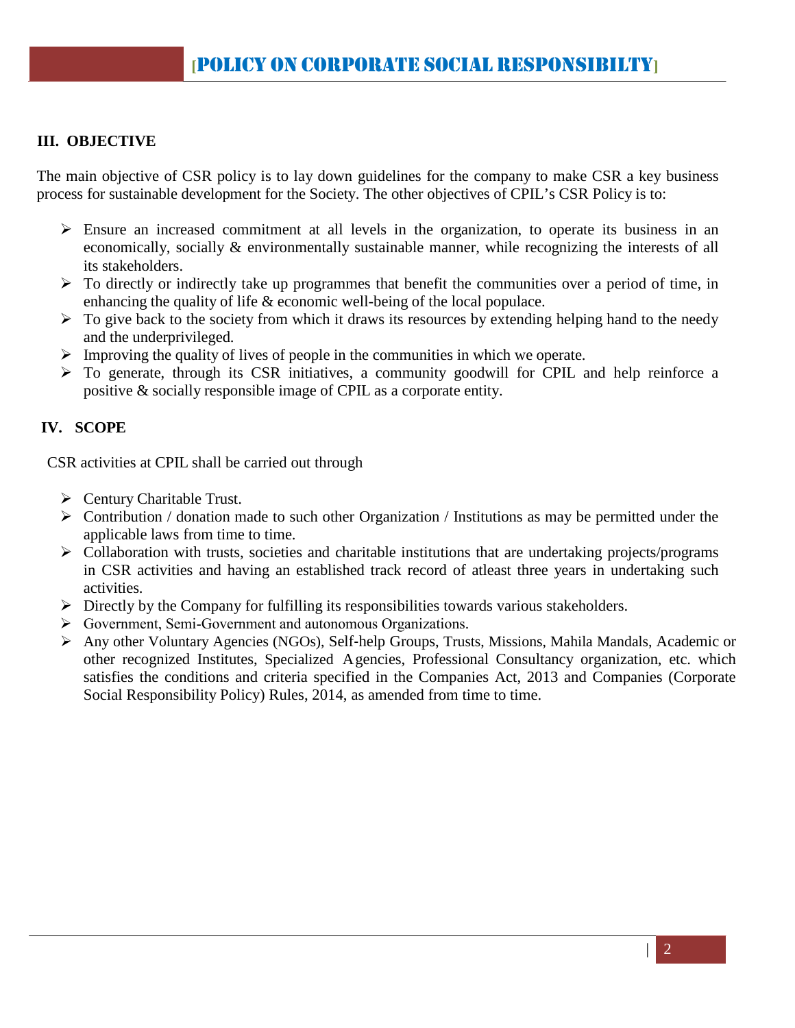## III. OBJECTIVE

The main objective of CSR policy is to lay down guidelines for the company to make CSR a key business process for sustainable development for the Society. The other objectives of CPIL's CSR Policy is to:

- Ensure an increased commitment at all levels in the organization, to operate its business in an economically, socially & environmentally sustainable manner, while recognizing the interests of all its stakeholders.
- To directly or indirectly take up programmes that benefit the communities over a period of time, in enhancing the quality of life & economic well-being of the local populace.
- To give back to the society from which it draws its resources by extending helping hand to the needy and the underprivileged.
- Improving the quality of lives of people in the communities in which we operate.
- To generate, through its CSR initiatives, a community goodwill for CPIL and help reinforce a positive & socially responsible image of CPIL as a corporate entity.

## IV. SCOPE

CSR activities at CPIL shall be carried out through

- Century Charitable Trust.
- Contribution / donation made to such other Organization / Institutions as may be permitted under the applicable laws from time to time.
- Collaboration with trusts, societies and charitable institutions that are undertaking projects/programs in CSR activities and having an established track record of atleast three years in undertaking such activities.
- Directly by the Company for fulfilling its responsibilities towards various stakeholders.
- Government, Semi-Government and autonomous Organizations.
- Any other Voluntary Agencies (NGOs), Self-help Groups, Trusts, Missions, Mahila Mandals, Academic or other recognized Institutes, Specialized Agencies, Professional Consultancy organization, etc. which satisfies the conditions and criteria specified in the Companies Act, 2013 and Companies (Corporate Social Responsibility Policy) Rules, 2014, as amended from time to time.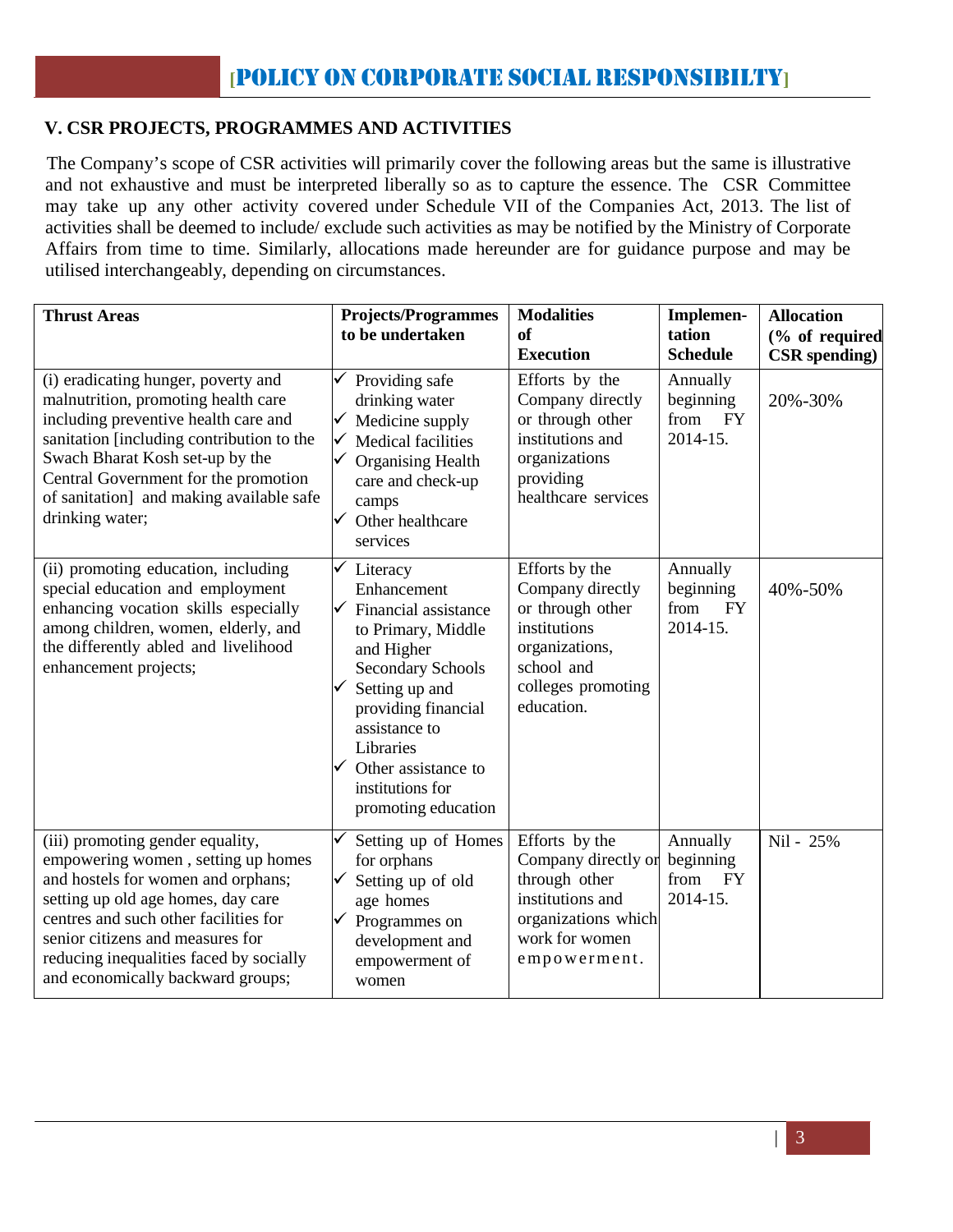## V. CSR PROJECTS, PROGRAMMES AND ACTIVITIES

The Company's scope of CSR activities will primarily cover the following areas but the same is illustrative and not exhaustive and must be interpreted liberally so as to capture the essence. The CSR Committee may take up any other activity covered under Schedule VII of the Companies Act, 2013. The list of activities shall be deemed to include/ exclude such activities as may be notified by the Ministry of Corporate Affairs from time to time. Similarly, allocations made hereunder are for guidance purpose and may be utilised interchangeably, depending on circumstances.

| Thrust Areas | Projects/Programmes to be undertaken | Modalities of Execution | Implementation Schedule | Allocation (% of required CSR spending) |
|---|---|---|---|---|
| (i) eradicating hunger, poverty and malnutrition, promoting health care including preventive health care and sanitation [including contribution to the Swach Bharat Kosh set-up by the Central Government for the promotion of sanitation] and making available safe drinking water; | ✓ Providing safe drinking water<br>✓ Medicine supply<br>✓ Medical facilities<br>✓ Organising Health care and check-up camps<br>✓ Other healthcare services | Efforts by the Company directly or through other institutions and organizations providing healthcare services | Annually beginning from FY 2014-15. | 20%-30% |
| (ii) promoting education, including special education and employment enhancing vocation skills especially among children, women, elderly, and the differently abled and livelihood enhancement projects; | ✓ Literacy Enhancement<br>✓ Financial assistance to Primary, Middle and Higher Secondary Schools<br>✓ Setting up and providing financial assistance to Libraries<br>✓ Other assistance to institutions for promoting education | Efforts by the Company directly or through other institutions organizations, school and colleges promoting education. | Annually beginning from FY 2014-15. | 40%-50% |
| (iii) promoting gender equality, empowering women , setting up homes and hostels for women and orphans; setting up old age homes, day care centres and such other facilities for senior citizens and measures for reducing inequalities faced by socially and economically backward groups; | ✓ Setting up of Homes for orphans<br>✓ Setting up of old age homes<br>✓ Programmes on development and empowerment of women | Efforts by the Company directly or through other institutions and organizations which work for women empowerment. | Annually beginning from FY 2014-15. | Nil - 25% |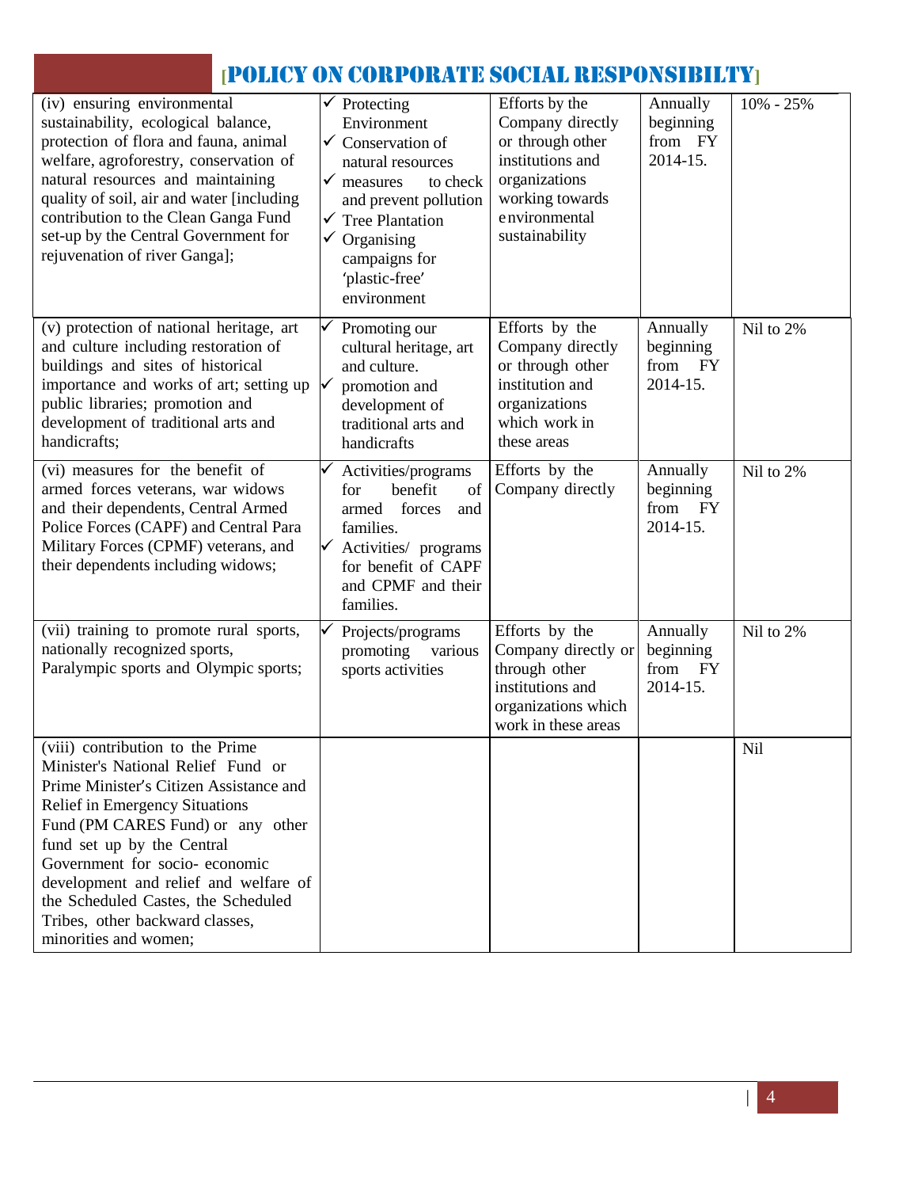| (iv) ensuring environmental sustainability, ecological balance, protection of flora and fauna, animal welfare, agroforestry, conservation of natural resources and maintaining quality of soil, air and water [including contribution to the Clean Ganga Fund set-up by the Central Government for rejuvenation of river Ganga]; | ✓ Protecting Environment<br>✓ Conservation of natural resources<br>✓ measures to check and prevent pollution<br>✓ Tree Plantation<br>✓ Organising campaigns for 'plastic-free' environment | Efforts by the Company directly or through other institutions and organizations working towards environmental sustainability | Annually beginning from FY 2014-15. | 10% - 25% |
|---|---|---|---|---|
| (v) protection of national heritage, art and culture including restoration of buildings and sites of historical importance and works of art; setting up public libraries; promotion and development of traditional arts and handicrafts; | ✓ Promoting our cultural heritage, art and culture.<br>✓ promotion and development of traditional arts and handicrafts | Efforts by the Company directly or through other institution and organizations which work in these areas | Annually beginning from FY 2014-15. | Nil to 2% |
| (vi) measures for the benefit of armed forces veterans, war widows and their dependents, Central Armed Police Forces (CAPF) and Central Para Military Forces (CPMF) veterans, and their dependents including widows; | ✓ Activities/programs for benefit of armed forces and families.<br>✓ Activities/ programs for benefit of CAPF and CPMF and their families. | Efforts by the Company directly | Annually beginning from FY 2014-15. | Nil to 2% |
| (vii) training to promote rural sports, nationally recognized sports, Paralympic sports and Olympic sports; | ✓ Projects/programs promoting various sports activities | Efforts by the Company directly or through other institutions and organizations which work in these areas | Annually beginning from FY 2014-15. | Nil to 2% |
| (viii) contribution to the Prime Minister's National Relief Fund or Prime Minister's Citizen Assistance and Relief in Emergency Situations Fund (PM CARES Fund) or any other fund set up by the Central Government for socio- economic development and relief and welfare of the Scheduled Castes, the Scheduled Tribes, other backward classes, minorities and women; | | | | Nil |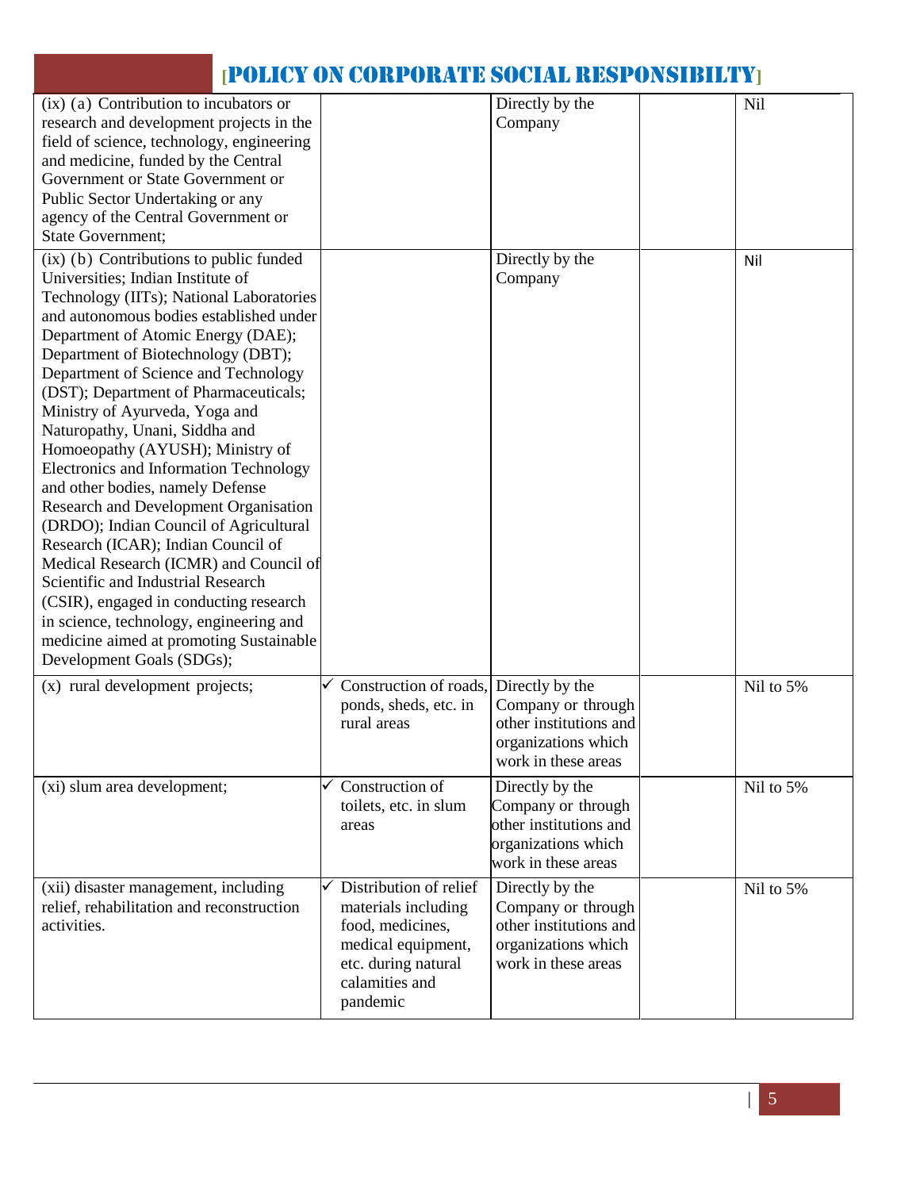| | | | | |
|---|---|---|---|---|
| (ix) (a) Contribution to incubators or research and development projects in the field of science, technology, engineering and medicine, funded by the Central Government or State Government or Public Sector Undertaking or any agency of the Central Government or State Government; | | Directly by the Company | | Nil |
| (ix) (b) Contributions to public funded Universities; Indian Institute of Technology (IITs); National Laboratories and autonomous bodies established under Department of Atomic Energy (DAE); Department of Biotechnology (DBT); Department of Science and Technology (DST); Department of Pharmaceuticals; Ministry of Ayurveda, Yoga and Naturopathy, Unani, Siddha and Homoeopathy (AYUSH); Ministry of Electronics and Information Technology and other bodies, namely Defense Research and Development Organisation (DRDO); Indian Council of Agricultural Research (ICAR); Indian Council of Medical Research (ICMR) and Council of Scientific and Industrial Research (CSIR), engaged in conducting research in science, technology, engineering and medicine aimed at promoting Sustainable Development Goals (SDGs); | | Directly by the Company | | Nil |
| (x) rural development projects; | ✓ Construction of roads, ponds, sheds, etc. in rural areas | Directly by the Company or through other institutions and organizations which work in these areas | | Nil to 5% |
| (xi) slum area development; | ✓ Construction of toilets, etc. in slum areas | Directly by the Company or through other institutions and organizations which work in these areas | | Nil to 5% |
| (xii) disaster management, including relief, rehabilitation and reconstruction activities. | ✓ Distribution of relief materials including food, medicines, medical equipment, etc. during natural calamities and pandemic | Directly by the Company or through other institutions and organizations which work in these areas | | Nil to 5% |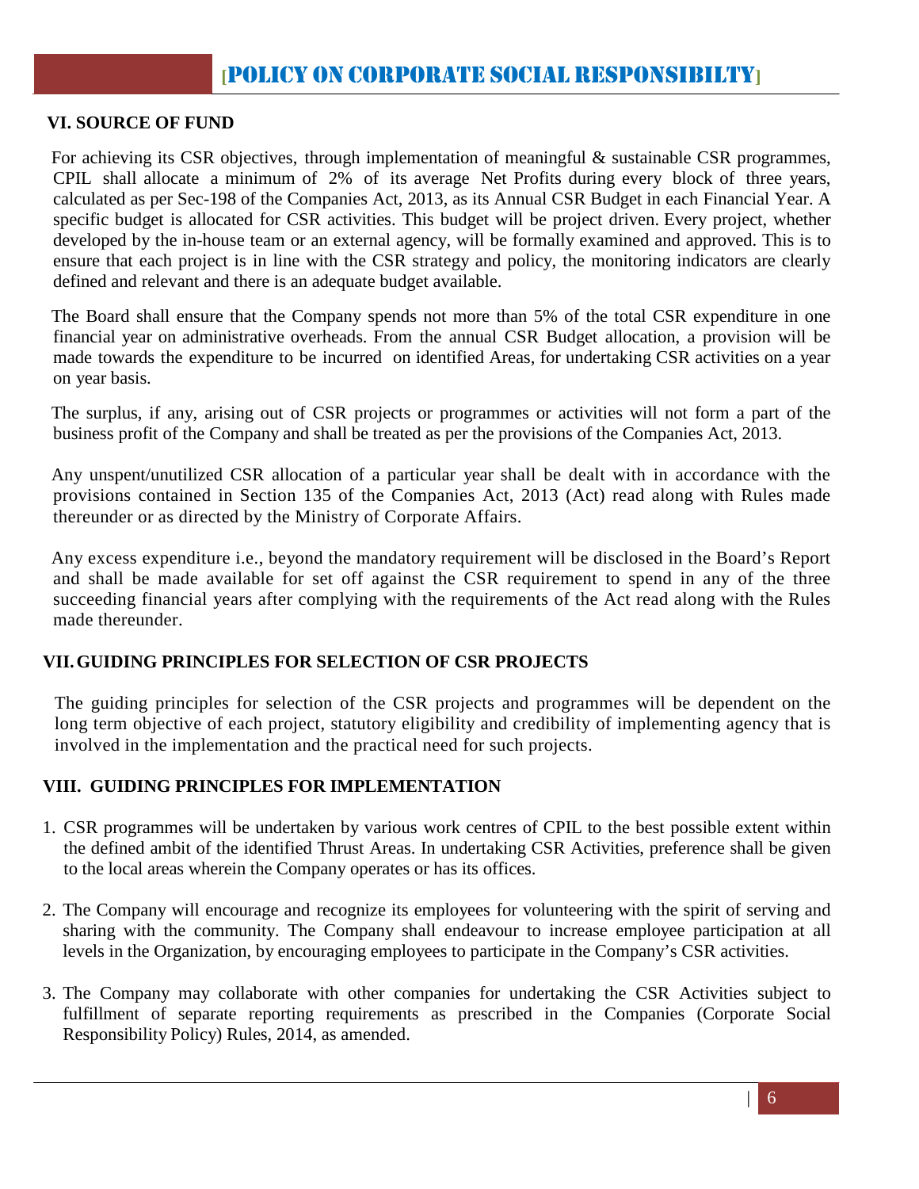## VI. SOURCE OF FUND

For achieving its CSR objectives, through implementation of meaningful & sustainable CSR programmes, CPIL shall allocate a minimum of 2% of its average Net Profits during every block of three years, calculated as per Sec-198 of the Companies Act, 2013, as its Annual CSR Budget in each Financial Year. A specific budget is allocated for CSR activities. This budget will be project driven. Every project, whether developed by the in-house team or an external agency, will be formally examined and approved. This is to ensure that each project is in line with the CSR strategy and policy, the monitoring indicators are clearly defined and relevant and there is an adequate budget available.

The Board shall ensure that the Company spends not more than 5% of the total CSR expenditure in one financial year on administrative overheads. From the annual CSR Budget allocation, a provision will be made towards the expenditure to be incurred on identified Areas, for undertaking CSR activities on a year on year basis.

The surplus, if any, arising out of CSR projects or programmes or activities will not form a part of the business profit of the Company and shall be treated as per the provisions of the Companies Act, 2013.

Any unspent/unutilized CSR allocation of a particular year shall be dealt with in accordance with the provisions contained in Section 135 of the Companies Act, 2013 (Act) read along with Rules made thereunder or as directed by the Ministry of Corporate Affairs.

Any excess expenditure i.e., beyond the mandatory requirement will be disclosed in the Board's Report and shall be made available for set off against the CSR requirement to spend in any of the three succeeding financial years after complying with the requirements of the Act read along with the Rules made thereunder.

## VII. GUIDING PRINCIPLES FOR SELECTION OF CSR PROJECTS

The guiding principles for selection of the CSR projects and programmes will be dependent on the long term objective of each project, statutory eligibility and credibility of implementing agency that is involved in the implementation and the practical need for such projects.

## VIII. GUIDING PRINCIPLES FOR IMPLEMENTATION

1. CSR programmes will be undertaken by various work centres of CPIL to the best possible extent within the defined ambit of the identified Thrust Areas. In undertaking CSR Activities, preference shall be given to the local areas wherein the Company operates or has its offices.

2. The Company will encourage and recognize its employees for volunteering with the spirit of serving and sharing with the community. The Company shall endeavour to increase employee participation at all levels in the Organization, by encouraging employees to participate in the Company's CSR activities.

3. The Company may collaborate with other companies for undertaking the CSR Activities subject to fulfillment of separate reporting requirements as prescribed in the Companies (Corporate Social Responsibility Policy) Rules, 2014, as amended.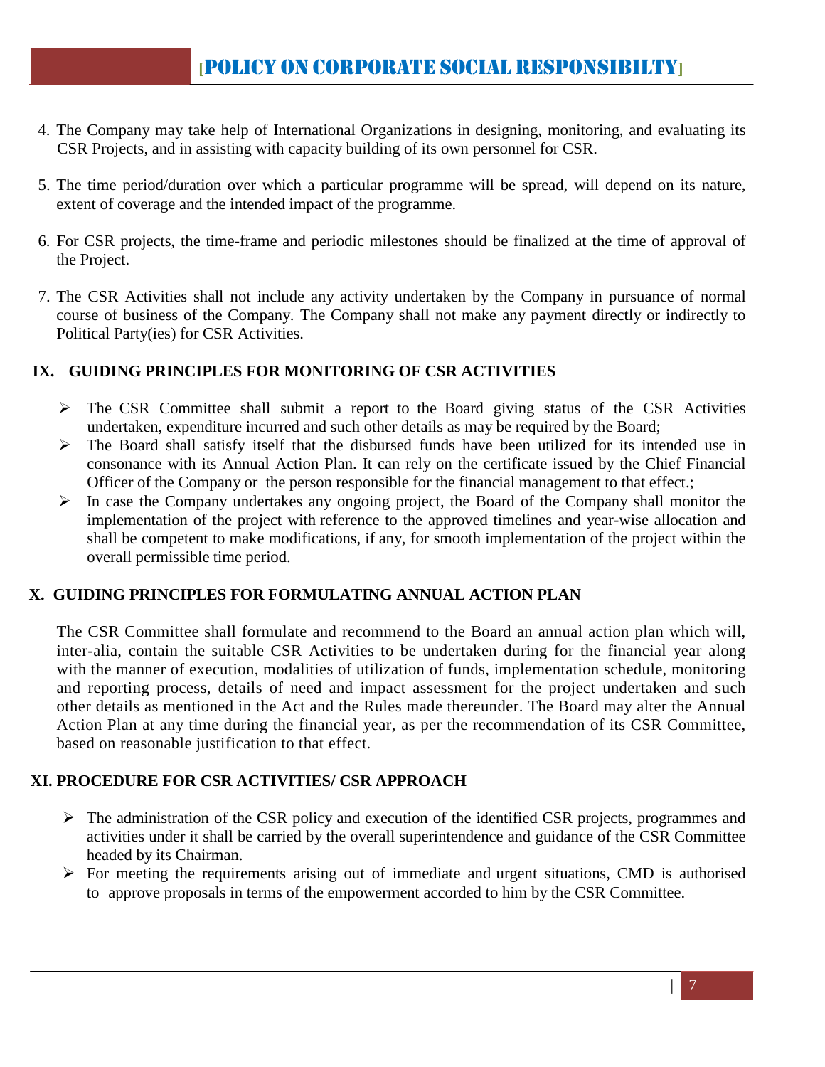4. The Company may take help of International Organizations in designing, monitoring, and evaluating its CSR Projects, and in assisting with capacity building of its own personnel for CSR.

5. The time period/duration over which a particular programme will be spread, will depend on its nature, extent of coverage and the intended impact of the programme.

6. For CSR projects, the time-frame and periodic milestones should be finalized at the time of approval of the Project.

7. The CSR Activities shall not include any activity undertaken by the Company in pursuance of normal course of business of the Company. The Company shall not make any payment directly or indirectly to Political Party(ies) for CSR Activities.

## IX. GUIDING PRINCIPLES FOR MONITORING OF CSR ACTIVITIES

- The CSR Committee shall submit a report to the Board giving status of the CSR Activities undertaken, expenditure incurred and such other details as may be required by the Board;
- The Board shall satisfy itself that the disbursed funds have been utilized for its intended use in consonance with its Annual Action Plan. It can rely on the certificate issued by the Chief Financial Officer of the Company or the person responsible for the financial management to that effect.;
- In case the Company undertakes any ongoing project, the Board of the Company shall monitor the implementation of the project with reference to the approved timelines and year-wise allocation and shall be competent to make modifications, if any, for smooth implementation of the project within the overall permissible time period.

## X. GUIDING PRINCIPLES FOR FORMULATING ANNUAL ACTION PLAN

The CSR Committee shall formulate and recommend to the Board an annual action plan which will, inter-alia, contain the suitable CSR Activities to be undertaken during for the financial year along with the manner of execution, modalities of utilization of funds, implementation schedule, monitoring and reporting process, details of need and impact assessment for the project undertaken and such other details as mentioned in the Act and the Rules made thereunder. The Board may alter the Annual Action Plan at any time during the financial year, as per the recommendation of its CSR Committee, based on reasonable justification to that effect.

## XI. PROCEDURE FOR CSR ACTIVITIES/ CSR APPROACH

- The administration of the CSR policy and execution of the identified CSR projects, programmes and activities under it shall be carried by the overall superintendence and guidance of the CSR Committee headed by its Chairman.
- For meeting the requirements arising out of immediate and urgent situations, CMD is authorised to approve proposals in terms of the empowerment accorded to him by the CSR Committee.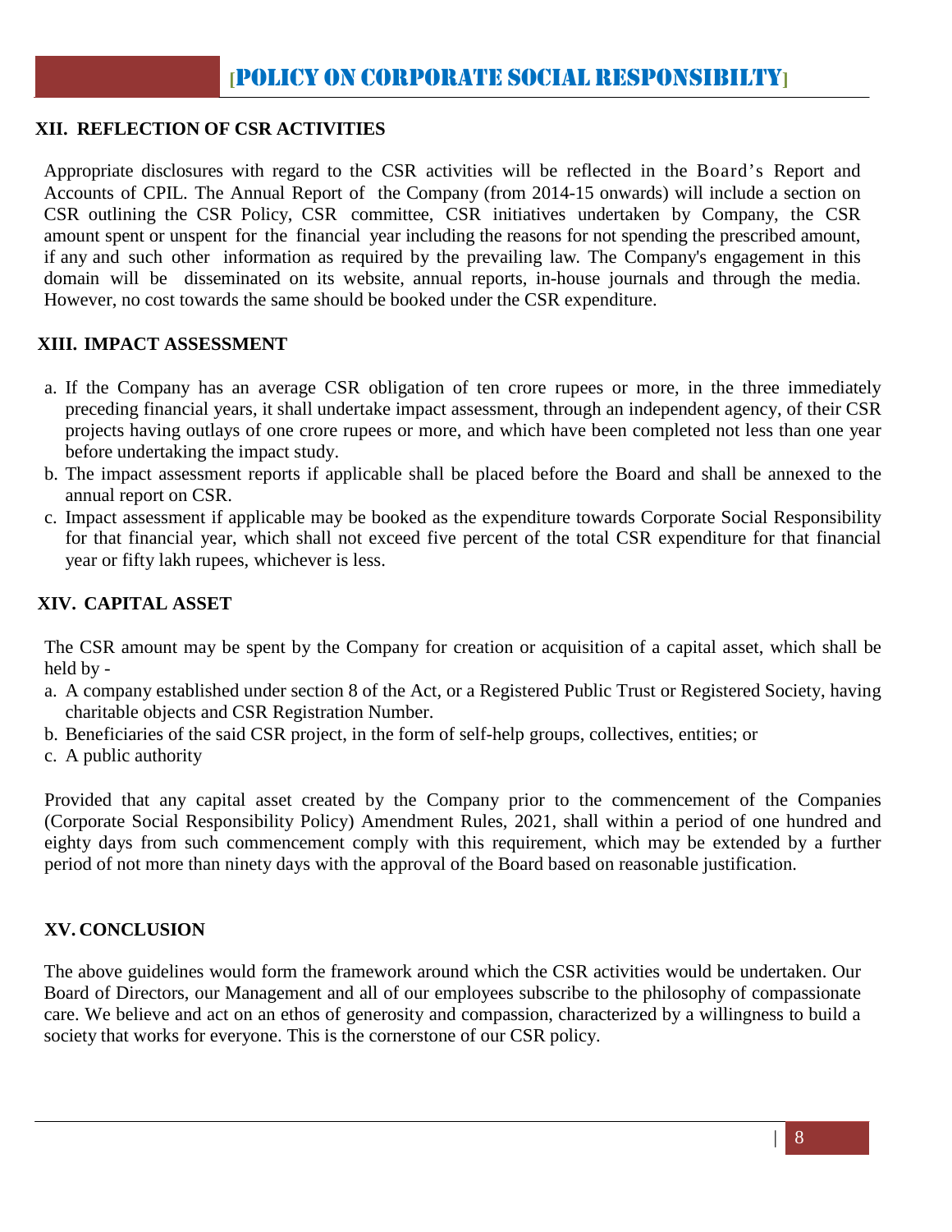## XII. REFLECTION OF CSR ACTIVITIES

Appropriate disclosures with regard to the CSR activities will be reflected in the Board's Report and Accounts of CPIL. The Annual Report of the Company (from 2014-15 onwards) will include a section on CSR outlining the CSR Policy, CSR committee, CSR initiatives undertaken by Company, the CSR amount spent or unspent for the financial year including the reasons for not spending the prescribed amount, if any and such other information as required by the prevailing law. The Company's engagement in this domain will be disseminated on its website, annual reports, in-house journals and through the media. However, no cost towards the same should be booked under the CSR expenditure.

## XIII. IMPACT ASSESSMENT

a. If the Company has an average CSR obligation of ten crore rupees or more, in the three immediately preceding financial years, it shall undertake impact assessment, through an independent agency, of their CSR projects having outlays of one crore rupees or more, and which have been completed not less than one year before undertaking the impact study.
b. The impact assessment reports if applicable shall be placed before the Board and shall be annexed to the annual report on CSR.
c. Impact assessment if applicable may be booked as the expenditure towards Corporate Social Responsibility for that financial year, which shall not exceed five percent of the total CSR expenditure for that financial year or fifty lakh rupees, whichever is less.

## XIV. CAPITAL ASSET

The CSR amount may be spent by the Company for creation or acquisition of a capital asset, which shall be held by -

a. A company established under section 8 of the Act, or a Registered Public Trust or Registered Society, having charitable objects and CSR Registration Number.
b. Beneficiaries of the said CSR project, in the form of self-help groups, collectives, entities; or
c. A public authority

Provided that any capital asset created by the Company prior to the commencement of the Companies (Corporate Social Responsibility Policy) Amendment Rules, 2021, shall within a period of one hundred and eighty days from such commencement comply with this requirement, which may be extended by a further period of not more than ninety days with the approval of the Board based on reasonable justification.

## XV. CONCLUSION

The above guidelines would form the framework around which the CSR activities would be undertaken. Our Board of Directors, our Management and all of our employees subscribe to the philosophy of compassionate care. We believe and act on an ethos of generosity and compassion, characterized by a willingness to build a society that works for everyone. This is the cornerstone of our CSR policy.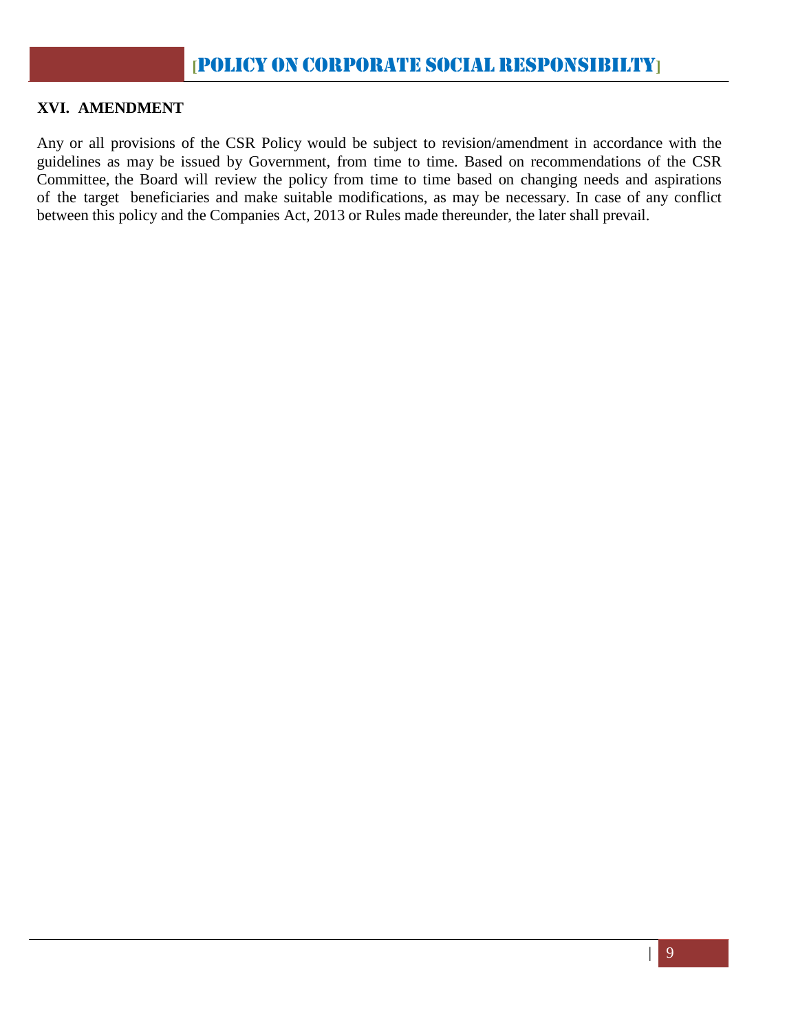## XVI. AMENDMENT

Any or all provisions of the CSR Policy would be subject to revision/amendment in accordance with the guidelines as may be issued by Government, from time to time. Based on recommendations of the CSR Committee, the Board will review the policy from time to time based on changing needs and aspirations of the target beneficiaries and make suitable modifications, as may be necessary. In case of any conflict between this policy and the Companies Act, 2013 or Rules made thereunder, the later shall prevail.